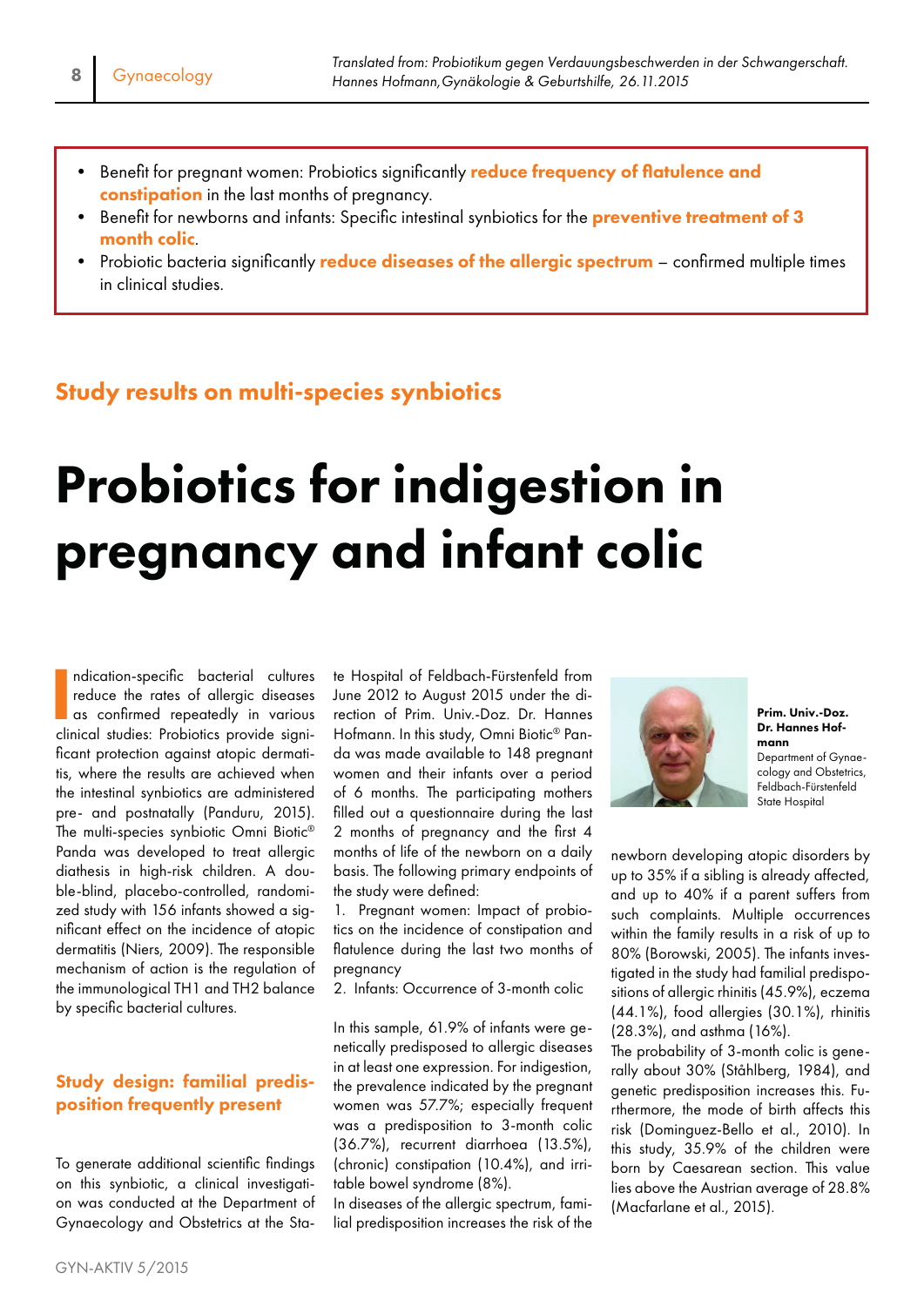*Translated from: Probiotikum gegen Verdauungsbeschwerden in der Schwangerschaft. Hannes Hofmann, Gynäkologie & Geburtshilfe, 26.11.2015*

- Benefit for pregnant women: Probiotics significantly **reduce frequency of flatulence and constipation** in the last months of pregnancy.
- Benefit for newborns and infants: Specific intestinal synbiotics for the **preventive treatment of 3 month colic**.
- Probiotic bacteria significantly **reduce diseases of the allergic spectrum** – confirmed multiple times in clinical studies.

## Study results on multi-species synbiotics

# Probiotics for indigestion in pregnancy and infant colic

Indication-specific bacterial cultures reduce the rates of allergic diseases as confirmed repeatedly in various clinical studies: Probiotics provide significant protection against atopic dermatitis, where the results are achieved when the intestinal synbiotics are administered pre- and postnatally (Panduru, 2015). The multi-species synbiotic Omni Biotic® Panda was developed to treat allergic diathesis in high-risk children. A double-blind, placebo-controlled, randomized study with 156 infants showed a significant effect on the incidence of atopic dermatitis (Niers, 2009). The responsible mechanism of action is the regulation of the immunological TH1 and TH2 balance by specific bacterial cultures.

### Study design: familial predisposition frequently present

To generate additional scientific findings on this synbiotic, a clinical investigation was conducted at the Department of Gynaecology and Obstetrics at the State Hospital of Feldbach-Fürstenfeld from June 2012 to August 2015 under the direction of Prim. Univ.-Doz. Dr. Hannes Hofmann. In this study, Omni Biotic® Panda was made available to 148 pregnant women and their infants over a period of 6 months. The participating mothers filled out a questionnaire during the last 2 months of pregnancy and the first 4 months of life of the newborn on a daily basis. The following primary endpoints of the study were defined:

1. Pregnant women: Impact of probiotics on the incidence of constipation and flatulence during the last two months of pregnancy
2. Infants: Occurrence of 3-month colic

In this sample, 61.9% of infants were genetically predisposed to allergic diseases in at least one expression. For indigestion, the prevalence indicated by the pregnant women was 57.7%; especially frequent was a predisposition to 3-month colic (36.7%), recurrent diarrhoea (13.5%), (chronic) constipation (10.4%), and irritable bowel syndrome (8%).

In diseases of the allergic spectrum, familial predisposition increases the risk of the newborn developing atopic disorders by up to 35% if a sibling is already affected, and up to 40% if a parent suffers from such complaints. Multiple occurrences within the family results in a risk of up to 80% (Borowski, 2005). The infants investigated in the study had familial predispositions of allergic rhinitis (45.9%), eczema (44.1%), food allergies (30.1%), rhinitis (28.3%), and asthma (16%).

The probability of 3-month colic is generally about 30% (Ståhlberg, 1984), and genetic predisposition increases this. Furthermore, the mode of birth affects this risk (Dominguez-Bello et al., 2010). In this study, 35.9% of the children were born by Caesarean section. This value lies above the Austrian average of 28.8% (Macfarlane et al., 2015).

**Prim. Univ.-Doz. Dr. Hannes Hofmann**
Department of Gynaecology and Obstetrics, Feldbach-Fürstenfeld State Hospital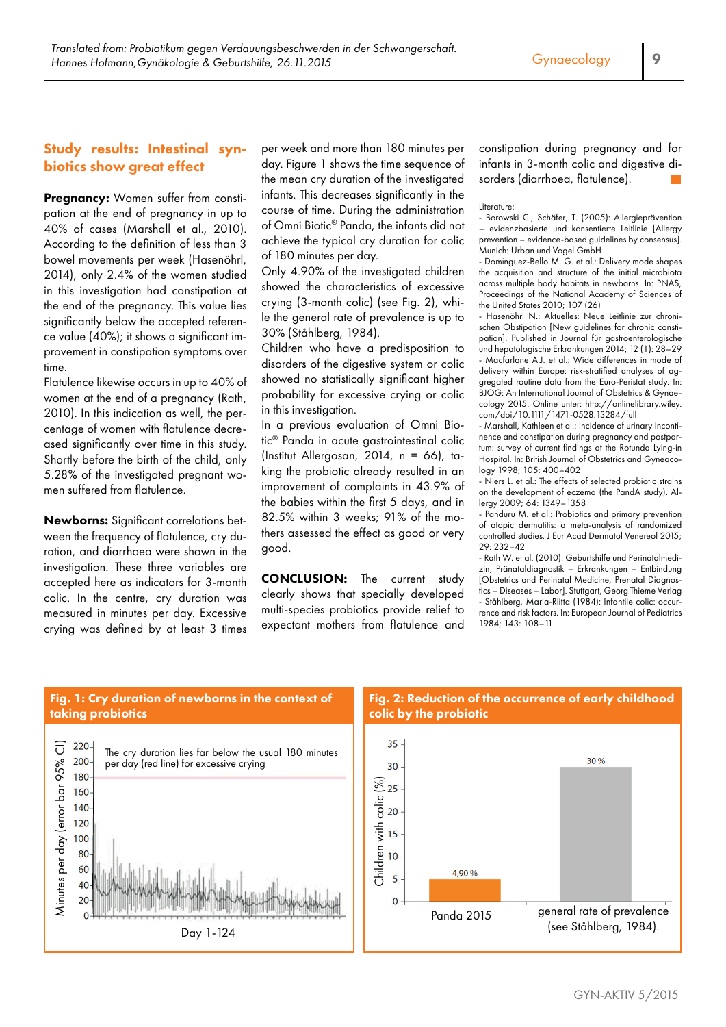## Study results: Intestinal synbiotics show great effect

**Pregnancy:** Women suffer from constipation at the end of pregnancy in up to 40% of cases (Marshall et al., 2010). According to the definition of less than 3 bowel movements per week (Hasenöhrl, 2014), only 2.4% of the women studied in this investigation had constipation at the end of the pregnancy. This value lies significantly below the accepted reference value (40%); it shows a significant improvement in constipation symptoms over time.

Flatulence likewise occurs in up to 40% of women at the end of a pregnancy (Rath, 2010). In this indication as well, the percentage of women with flatulence decreased significantly over time in this study. Shortly before the birth of the child, only 5.28% of the investigated pregnant women suffered from flatulence.

**Newborns:** Significant correlations between the frequency of flatulence, cry duration, and diarrhoea were shown in the investigation. These three variables are accepted here as indicators for 3-month colic. In the centre, cry duration was measured in minutes per day. Excessive crying was defined by at least 3 times per week and more than 180 minutes per day. Figure 1 shows the time sequence of the mean cry duration of the investigated infants. This decreases significantly in the course of time. During the administration of Omni Biotic® Panda, the infants did not achieve the typical cry duration for colic of 180 minutes per day.

Only 4.90% of the investigated children showed the characteristics of excessive crying (3-month colic) (see Fig. 2), while the general rate of prevalence is up to 30% (Ståhlberg, 1984).

Children who have a predisposition to disorders of the digestive system or colic showed no statistically significant higher probability for excessive crying or colic in this investigation.

In a previous evaluation of Omni Biotic® Panda in acute gastrointestinal colic (Institut Allergosan, 2014, n = 66), taking the probiotic already resulted in an improvement of complaints in 43.9% of the babies within the first 5 days, and in 82.5% within 3 weeks; 91% of the mothers assessed the effect as good or very good.

**CONCLUSION:** The current study clearly shows that specially developed multi-species probiotics provide relief to expectant mothers from flatulence and constipation during pregnancy and for infants in 3-month colic and digestive disorders (diarrhoea, flatulence).

Literature:

- Borowski C., Schäfer, T. (2005): Allergieprävention – evidenzbasierte und konsentierte Leitlinie [Allergy prevention – evidence-based guidelines by consensus]. Munich: Urban und Vogel GmbH
- Dominguez-Bello M. G. et al.: Delivery mode shapes the acquisition and structure of the initial microbiota across multiple body habitats in newborns. In: PNAS, Proceedings of the National Academy of Sciences of the United States 2010; 107 (26)
- Hasenöhrl N.: Aktuelles: Neue Leitlinie zur chronischen Obstipation [New guidelines for chronic constipation]. Published in Journal für gastroenterologische und hepatologische Erkrankungen 2014; 12 (1): 28–29
- Macfarlane AJ. et al.: Wide differences in mode of delivery within Europe: risk-stratified analyses of aggregated routine data from the Euro-Peristat study. In: BJOG: An International Journal of Obstetrics & Gynaecology 2015. Online unter: http://onlinelibrary.wiley.com/doi/10.1111/1471-0528.13284/full
- Marshall, Kathleen et al.: Incidence of urinary incontinence and constipation during pregnancy and postpartum: survey of current findings at the Rotunda Lying-in Hospital. In: British Journal of Obstetrics and Gyneacology 1998; 105: 400–402
- Niers L. et al.: The effects of selected probiotic strains on the development of eczema (the PandA study). Allergy 2009; 64: 1349–1358
- Panduru M. et al.: Probiotics and primary prevention of atopic dermatitis: a meta-analysis of randomized controlled studies. J Eur Acad Dermatol Venereol 2015; 29: 232–42
- Rath W. et al. (2010): Geburtshilfe und Perinatalmedizin, Pränataldiagnostik – Erkrankungen – Entbindung [Obstetrics and Perinatal Medicine, Prenatal Diagnostics – Diseases – Labor]. Stuttgart, Georg Thieme Verlag
- Ståhlberg, Marja-Riitta (1984): Infantile colic: occurrence and risk factors. In: European Journal of Pediatrics 1984; 143: 108–11

**Fig. 1: Cry duration of newborns in the context of taking probiotics**

The cry duration lies far below the usual 180 minutes per day (red line) for excessive crying

Minutes per day (error bar 95% CI)

220, 200, 180, 160, 140, 120, 100, 80, 60, 40, 20, 0

Day 1-124

**Fig. 2: Reduction of the occurrence of early childhood colic by the probiotic**

Children with colic (%)

35, 30, 25, 20, 15, 10, 5, 0

4,90 %

30 %

Panda 2015

general rate of prevalence (see Ståhlberg, 1984).